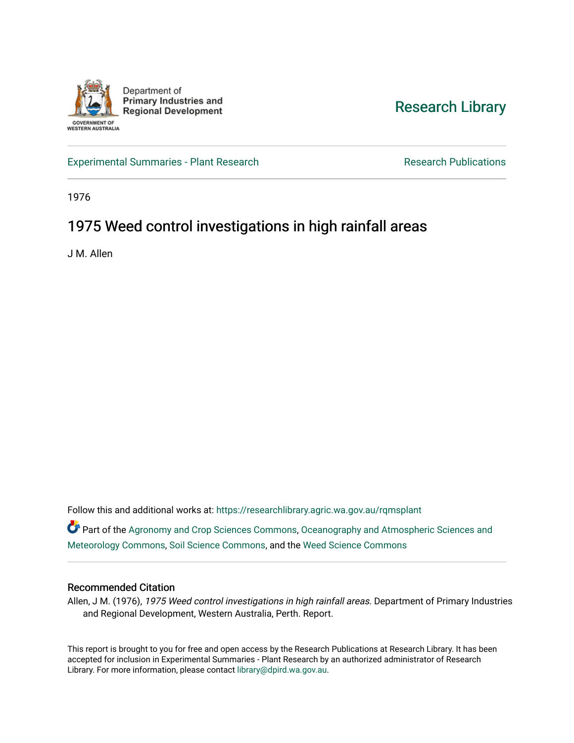Department of Primary Industries and Regional Development

GOVERNMENT OF WESTERN AUSTRALIA

Research Library

Experimental Summaries - Plant Research

Research Publications

1976

# 1975 Weed control investigations in high rainfall areas

J M. Allen

Follow this and additional works at: https://researchlibrary.agric.wa.gov.au/rqmsplant

Part of the Agronomy and Crop Sciences Commons, Oceanography and Atmospheric Sciences and Meteorology Commons, Soil Science Commons, and the Weed Science Commons

## Recommended Citation

Allen, J M. (1976), *1975 Weed control investigations in high rainfall areas*. Department of Primary Industries and Regional Development, Western Australia, Perth. Report.

This report is brought to you for free and open access by the Research Publications at Research Library. It has been accepted for inclusion in Experimental Summaries - Plant Research by an authorized administrator of Research Library. For more information, please contact library@dpird.wa.gov.au.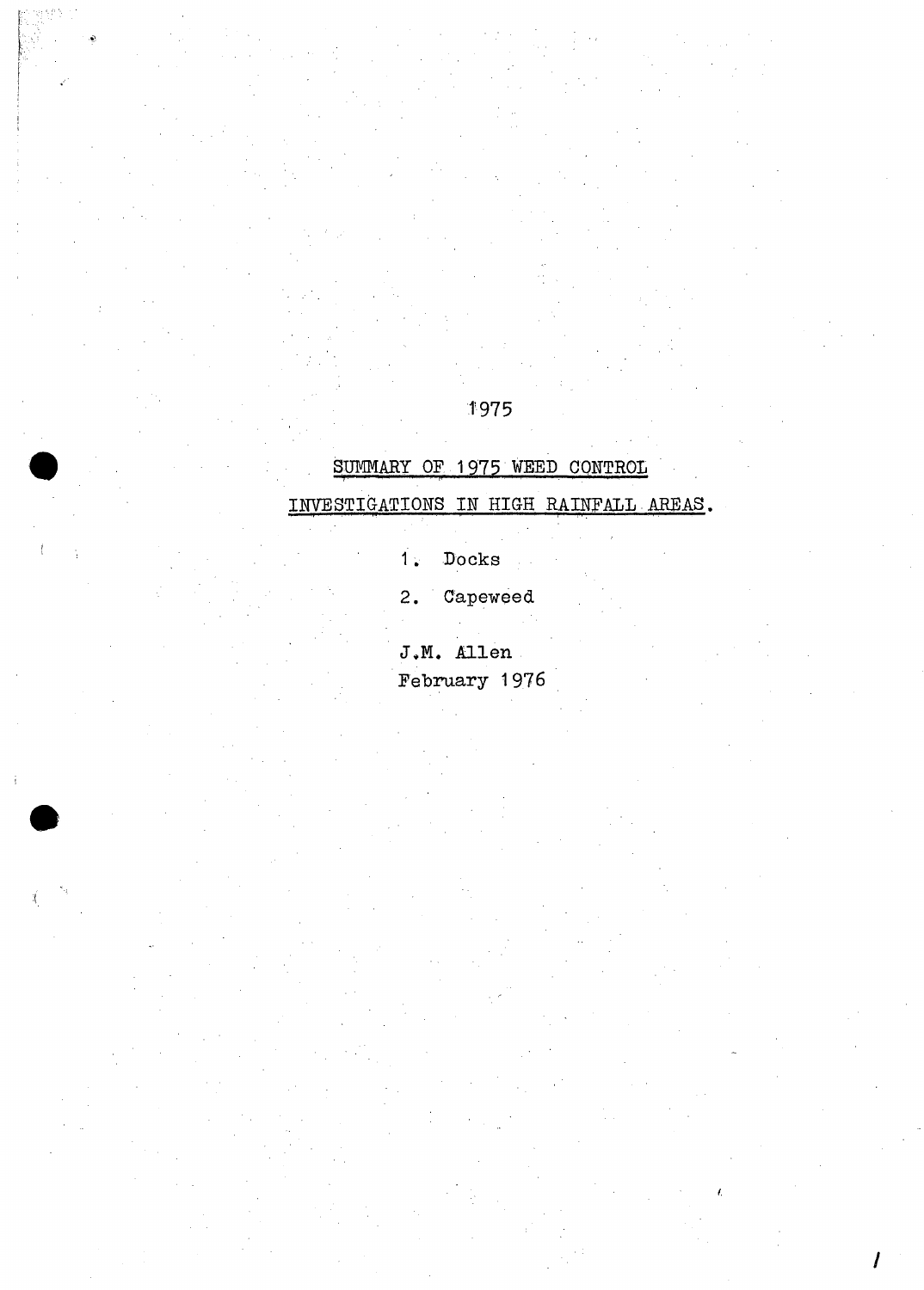1975

# SUMMARY OF 1975 WEED CONTROL INVESTIGATIONS IN HIGH RAINFALL AREAS.

1. Docks
2. Capeweed

J.M. Allen
February 1976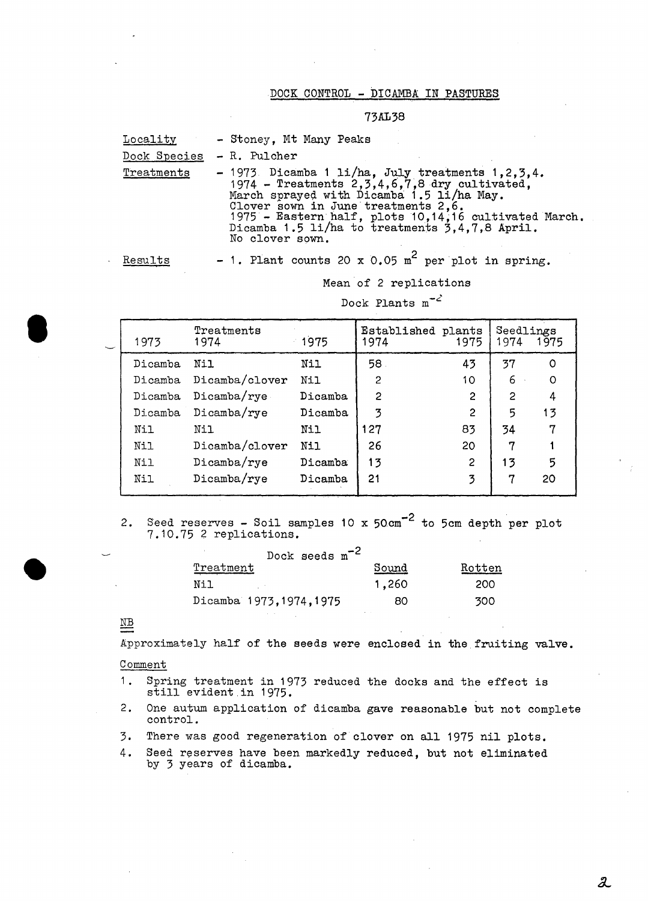## DOCK CONTROL - DICAMBA IN PASTURES

73AL38

Locality - Stoney, Mt Many Peaks

Dock Species - R. Pulcher

Treatments - 1973 Dicamba 1 li/ha, July treatments 1,2,3,4.
1974 - Treatments 2,3,4,6,7,8 dry cultivated, March sprayed with Dicamba 1.5 li/ha May. Clover sown in June treatments 2,6.
1975 - Eastern half, plots 10,14,16 cultivated March. Dicamba 1.5 li/ha to treatments 3,4,7,8 April. No clover sown.

Results - 1. Plant counts 20 x 0.05 $m^2$ per plot in spring.

Mean of 2 replications

Dock Plants $m^{-2}$

| Treatments | | | Established plants | | Seedlings | |
|---|---|---|---|---|---|---|
| 1973 | 1974 | 1975 | 1974 | 1975 | 1974 | 1975 |
| Dicamba | Nil | Nil | 58 | 43 | 37 | 0 |
| Dicamba | Dicamba/clover | Nil | 2 | 10 | 6 | 0 |
| Dicamba | Dicamba/rye | Dicamba | 2 | 2 | 2 | 4 |
| Dicamba | Dicamba/rye | Dicamba | 3 | 2 | 5 | 13 |
| Nil | Nil | Nil | 127 | 83 | 34 | 7 |
| Nil | Dicamba/clover | Nil | 26 | 20 | 7 | 1 |
| Nil | Dicamba/rye | Dicamba | 13 | 2 | 13 | 5 |
| Nil | Dicamba/rye | Dicamba | 21 | 3 | 7 | 20 |

2. Seed reserves - Soil samples 10 x 50$cm^{-2}$ to 5cm depth per plot 7.10.75 2 replications.

Dock seeds $m^{-2}$

| Treatment | Sound | Rotten |
|---|---|---|
| Nil | 1,260 | 200 |
| Dicamba 1973,1974,1975 | 80 | 300 |

NB

Approximately half of the seeds were enclosed in the fruiting valve.

Comment

1. Spring treatment in 1973 reduced the docks and the effect is still evident in 1975.
2. One autum application of dicamba gave reasonable but not complete control.
3. There was good regeneration of clover on all 1975 nil plots.
4. Seed reserves have been markedly reduced, but not eliminated by 3 years of dicamba.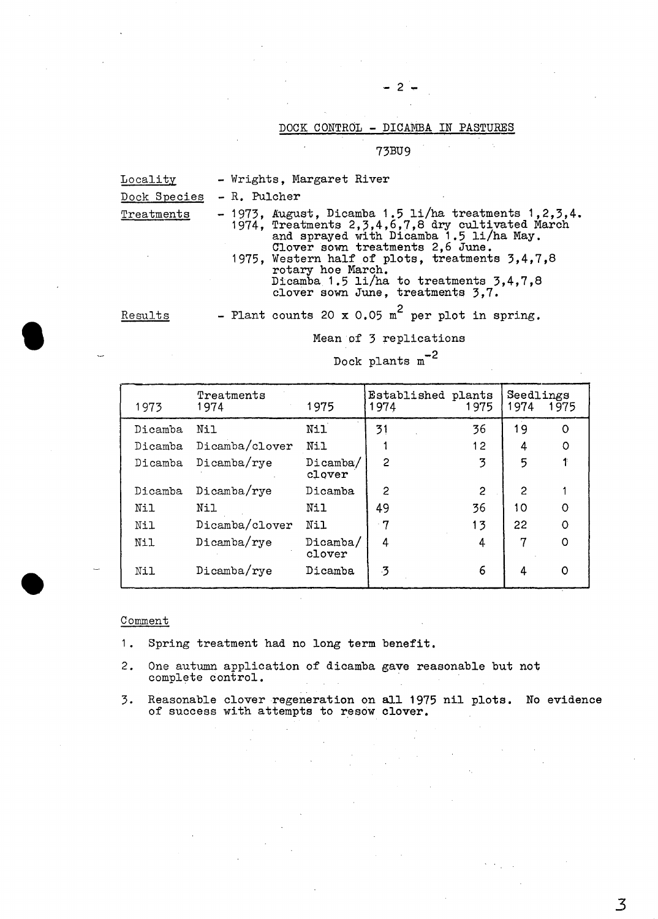## DOCK CONTROL - DICAMBA IN PASTURES

73BU9

Locality - Wrights, Margaret River

Dock Species - R. Pulcher

Treatments - 1973, August, Dicamba 1.5 li/ha treatments 1,2,3,4.
1974, Treatments 2,3,4,6,7,8 dry cultivated March and sprayed with Dicamba 1.5 li/ha May. Clover sown treatments 2,6 June.
1975, Western half of plots, treatments 3,4,7,8 rotary hoe March. Dicamba 1.5 li/ha to treatments 3,4,7,8 clover sown June, treatments 3,7.

Results - Plant counts 20 x 0.05 $m^2$ per plot in spring.

Mean of 3 replications

Dock plants $m^{-2}$

| Treatments 1973 | 1974 | 1975 | Established plants 1974 | 1975 | Seedlings 1974 | 1975 |
|---|---|---|---|---|---|---|
| Dicamba | Nil | Nil | 31 | 36 | 19 | 0 |
| Dicamba | Dicamba/clover | Nil | 1 | 12 | 4 | 0 |
| Dicamba | Dicamba/rye | Dicamba/clover | 2 | 3 | 5 | 1 |
| Dicamba | Dicamba/rye | Dicamba | 2 | 2 | 2 | 1 |
| Nil | Nil | Nil | 49 | 36 | 10 | 0 |
| Nil | Dicamba/clover | Nil | 7 | 13 | 22 | 0 |
| Nil | Dicamba/rye | Dicamba/clover | 4 | 4 | 7 | 0 |
| Nil | Dicamba/rye | Dicamba | 3 | 6 | 4 | 0 |

Comment

1. Spring treatment had no long term benefit.
2. One autumn application of dicamba gave reasonable but not complete control.
3. Reasonable clover regeneration on all 1975 nil plots. No evidence of success with attempts to resow clover.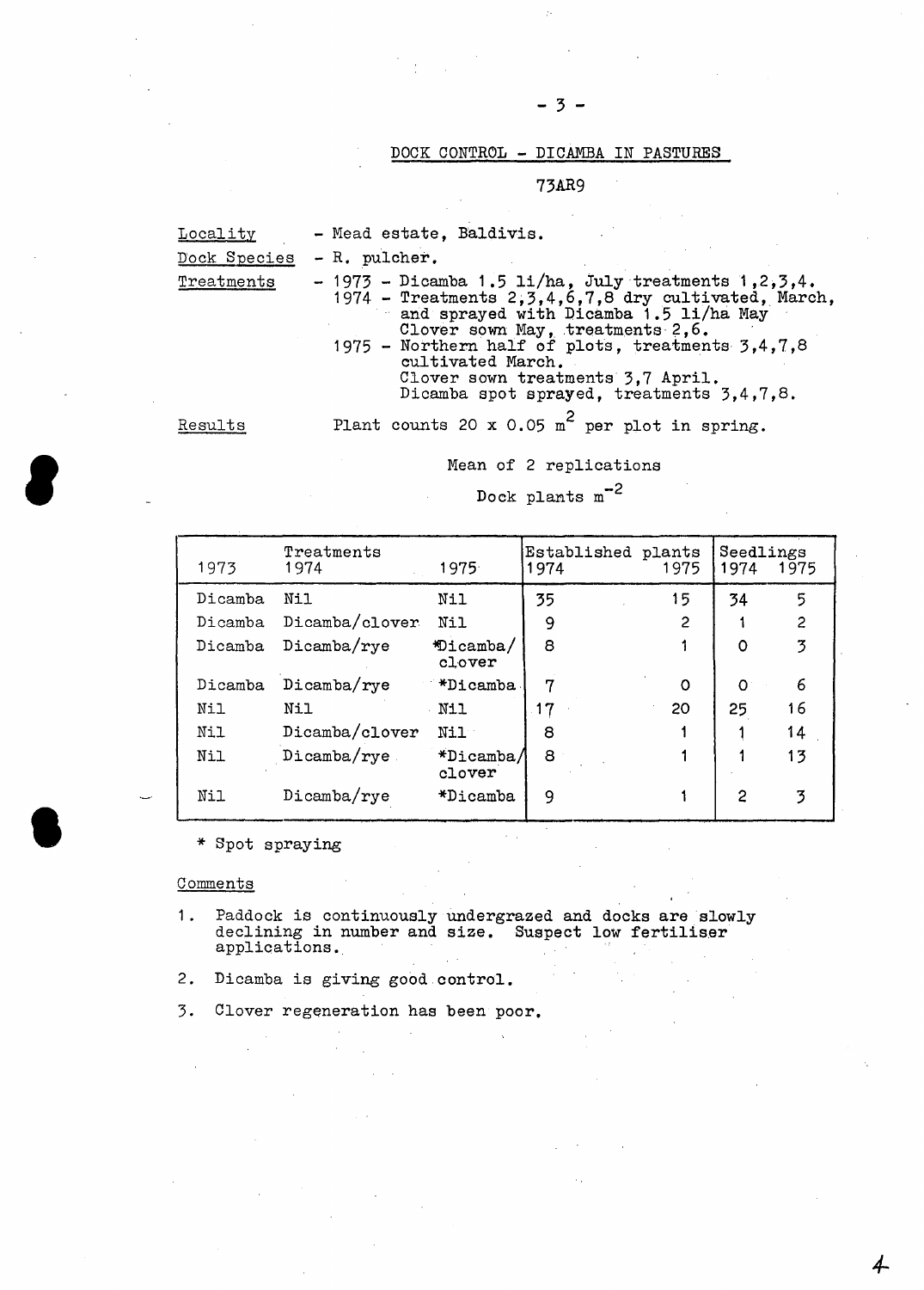## DOCK CONTROL - DICAMBA IN PASTURES

73AR9

Locality - Mead estate, Baldivis.

Dock Species - R. pulcher.

Treatments - 1973 - Dicamba 1.5 li/ha, July treatments 1,2,3,4.
1974 - Treatments 2,3,4,6,7,8 dry cultivated, March, and sprayed with Dicamba 1.5 li/ha May
Clover sown May, treatments 2,6.
1975 - Northern half of plots, treatments 3,4,7,8 cultivated March.
Clover sown treatments 3,7 April.
Dicamba spot sprayed, treatments 3,4,7,8.

Results Plant counts 20 x 0.05 $m^2$ per plot in spring.

Mean of 2 replications

Dock plants $m^{-2}$

| Treatments 1973 | 1974 | 1975 | Established plants 1974 | 1975 | Seedlings 1974 | 1975 |
|---|---|---|---|---|---|---|
| Dicamba | Nil | Nil | 35 | 15 | 34 | 5 |
| Dicamba | Dicamba/clover | Nil | 9 | 2 | 1 | 2 |
| Dicamba | Dicamba/rye | *Dicamba/ clover | 8 | 1 | 0 | 3 |
| Dicamba | Dicamba/rye | *Dicamba | 7 | 0 | 0 | 6 |
| Nil | Nil | Nil | 17 | 20 | 25 | 16 |
| Nil | Dicamba/clover | Nil | 8 | 1 | 1 | 14 |
| Nil | Dicamba/rye | *Dicamba/ clover | 8 | 1 | 1 | 13 |
| Nil | Dicamba/rye | *Dicamba | 9 | 1 | 2 | 3 |

\* Spot spraying

Comments

1. Paddock is continuously undergrazed and docks are slowly declining in number and size. Suspect low fertiliser applications.
2. Dicamba is giving good control.
3. Clover regeneration has been poor.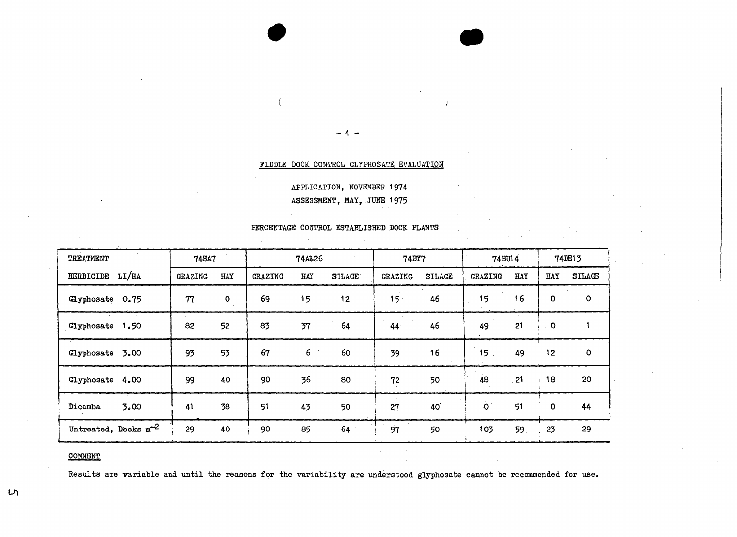## FIDDLE DOCK CONTROL GLYPHOSATE EVALUATION

APPLICATION, NOVEMBER 1974

ASSESSMENT, MAY, JUNE 1975

PERCENTAGE CONTROL ESTABLISHED DOCK PLANTS

| TREATMENT | 74HA7 | | 74AL26 | | | 74BY7 | | 74BU14 | | 74DE13 | |
|---|---|---|---|---|---|---|---|---|---|---|---|
| HERBICIDE LI/HA | GRAZING | HAY | GRAZING | HAY | SILAGE | GRAZING | SILAGE | GRAZING | HAY | HAY | SILAGE |
| Glyphosate 0.75 | 77 | 0 | 69 | 15 | 12 | 15 | 46 | 15 | 16 | 0 | 0 |
| Glyphosate 1.50 | 82 | 52 | 83 | 37 | 64 | 44 | 46 | 49 | 21 | 0 | 1 |
| Glyphosate 3.00 | 93 | 53 | 67 | 6 | 60 | 39 | 16 | 15 | 49 | 12 | 0 |
| Glyphosate 4.00 | 99 | 40 | 90 | 36 | 80 | 72 | 50 | 48 | 21 | 18 | 20 |
| Dicamba 3.00 | 41 | 38 | 51 | 43 | 50 | 27 | 40 | 0 | 51 | 0 | 44 |
| Untreated, Docks $m^{-2}$ | 29 | 40 | 90 | 85 | 64 | 97 | 50 | 103 | 59 | 23 | 29 |

COMMENT

Results are variable and until the reasons for the variability are understood glyphosate cannot be recommended for use.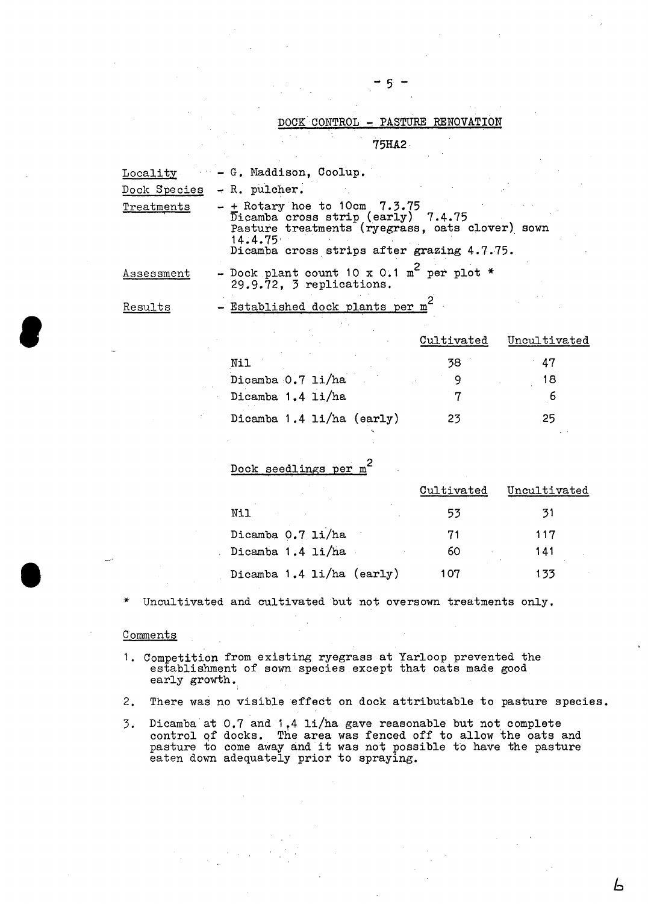## DOCK CONTROL - PASTURE RENOVATION

### 75HA2

Locality - G. Maddison, Coolup.

Dock Species - R. pulcher.

Treatments - ± Rotary hoe to 10cm 7.3.75
Dicamba cross strip (early) 7.4.75
Pasture treatments (ryegrass, oats clover) sown 14.4.75
Dicamba cross strips after grazing 4.7.75.

Assessment - Dock plant count 10 x 0.1 $m^2$ per plot *
29.9.72, 3 replications.

Results - Established dock plants per $m^2$

| | Cultivated | Uncultivated |
|---|---|---|
| Nil | 38 | 47 |
| Dicamba 0.7 li/ha | 9 | 18 |
| Dicamba 1.4 li/ha | 7 | 6 |
| Dicamba 1.4 li/ha (early) | 23 | 25 |

Dock seedlings per $m^2$

| | Cultivated | Uncultivated |
|---|---|---|
| Nil | 53 | 31 |
| Dicamba 0.7 li/ha | 71 | 117 |
| Dicamba 1.4 li/ha | 60 | 141 |
| Dicamba 1.4 li/ha (early) | 107 | 133 |

\* Uncultivated and cultivated but not oversown treatments only.

Comments

1. Competition from existing ryegrass at Yarloop prevented the establishment of sown species except that oats made good early growth.
2. There was no visible effect on dock attributable to pasture species.
3. Dicamba at 0.7 and 1.4 li/ha gave reasonable but not complete control of docks. The area was fenced off to allow the oats and pasture to come away and it was not possible to have the pasture eaten down adequately prior to spraying.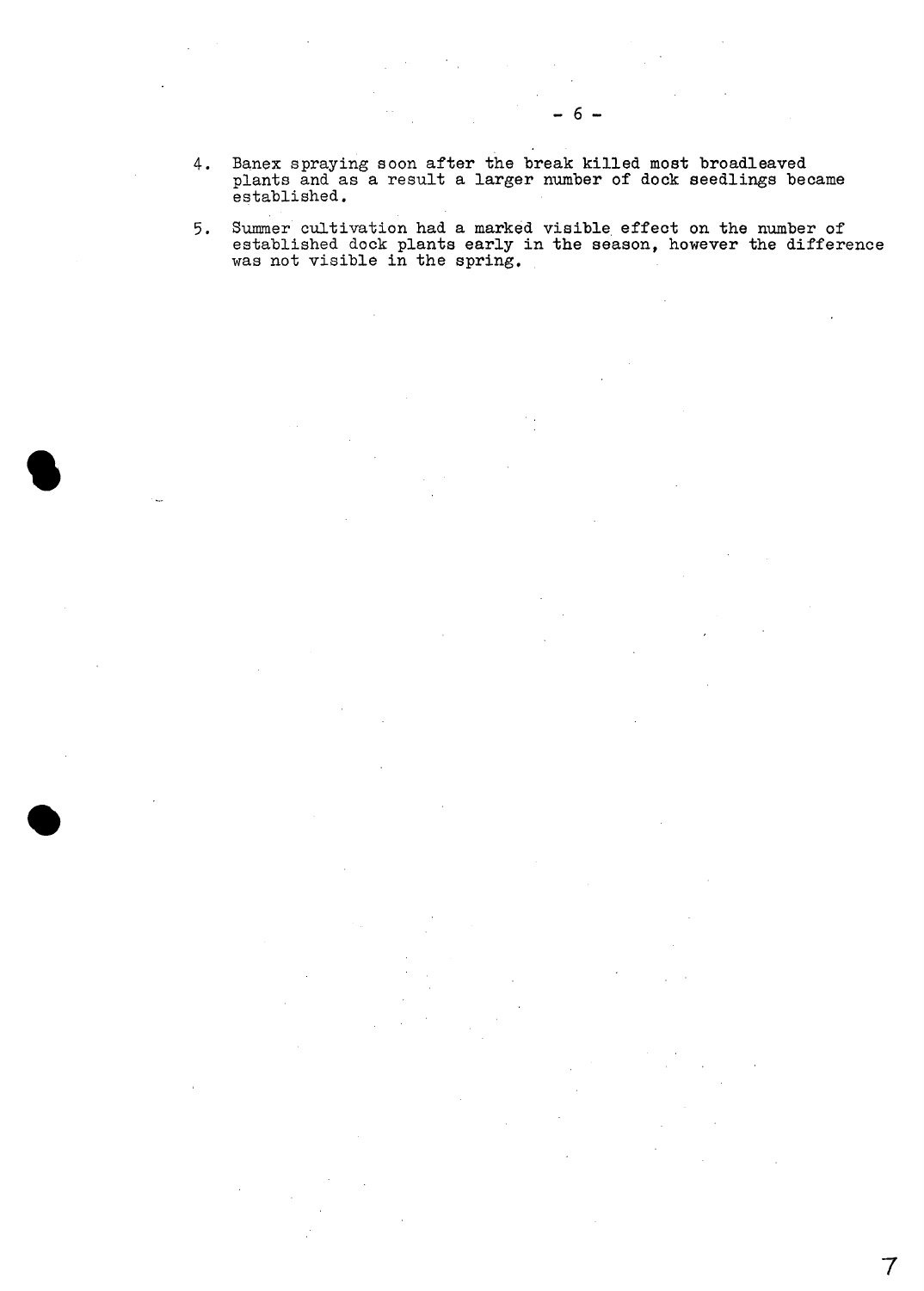4. Banex spraying soon after the break killed most broadleaved plants and as a result a larger number of dock seedlings became established.

5. Summer cultivation had a marked visible effect on the number of established dock plants early in the season, however the difference was not visible in the spring.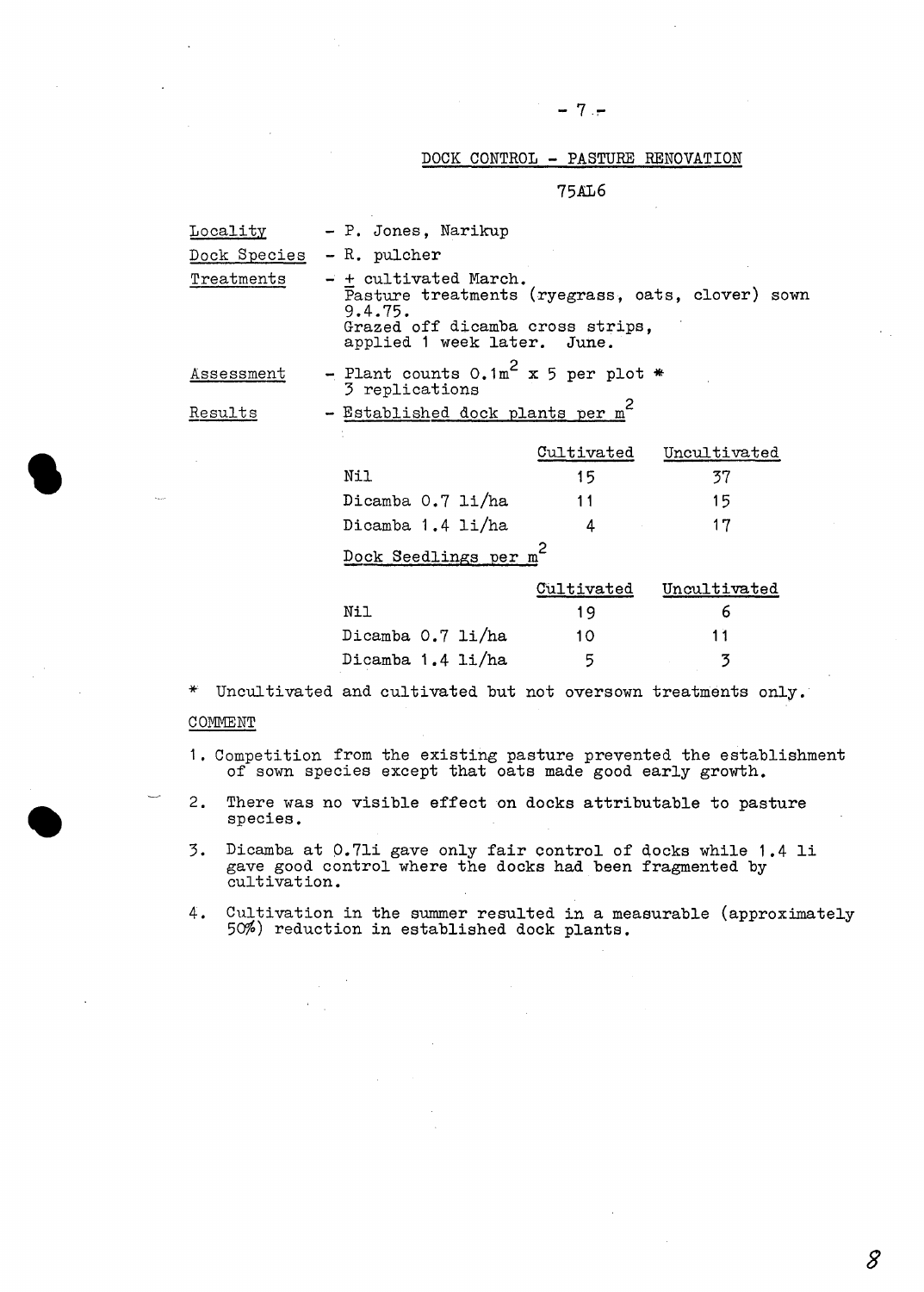## DOCK CONTROL - PASTURE RENOVATION

75AL6

Locality - P. Jones, Narikup

Dock Species - R. pulcher

Treatments - ± cultivated March.
Pasture treatments (ryegrass, oats, clover) sown 9.4.75.
Grazed off dicamba cross strips, applied 1 week later. June.

Assessment - Plant counts $0.1m^2$ x 5 per plot *
3 replications

Results - Established dock plants per $m^2$

| | Cultivated | Uncultivated |
|---|---|---|
| Nil | 15 | 37 |
| Dicamba 0.7 li/ha | 11 | 15 |
| Dicamba 1.4 li/ha | 4 | 17 |

Dock Seedlings per $m^2$

| | Cultivated | Uncultivated |
|---|---|---|
| Nil | 19 | 6 |
| Dicamba 0.7 li/ha | 10 | 11 |
| Dicamba 1.4 li/ha | 5 | 3 |

\* Uncultivated and cultivated but not oversown treatments only.

COMMENT

1. Competition from the existing pasture prevented the establishment of sown species except that oats made good early growth.

2. There was no visible effect on docks attributable to pasture species.

3. Dicamba at 0.7li gave only fair control of docks while 1.4 li gave good control where the docks had been fragmented by cultivation.

4. Cultivation in the summer resulted in a measurable (approximately 50%) reduction in established dock plants.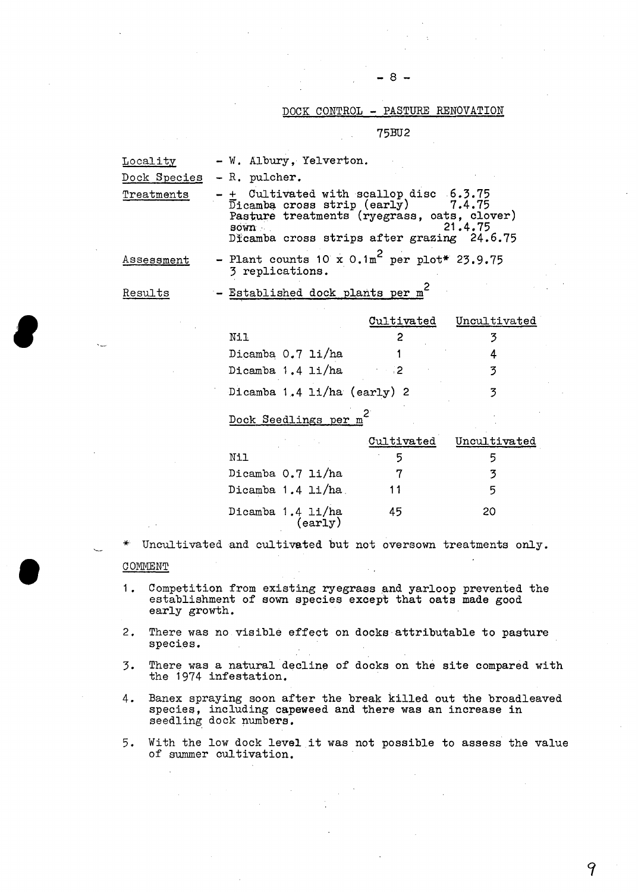## DOCK CONTROL - PASTURE RENOVATION

### 75BU2

**Locality** - W. Albury, Yelverton.

**Dock Species** - R. pulcher.

**Treatments** - ± Cultivated with scallop disc 6.3.75
Dicamba cross strip (early) 7.4.75
Pasture treatments (ryegrass, oats, clover) sown 21.4.75
Dicamba cross strips after grazing 24.6.75

**Assessment** - Plant counts 10 x 0.1m$^2$ per plot* 23.9.75
3 replications.

**Results** - Established dock plants per m$^2$

| | Cultivated | Uncultivated |
|---|---|---|
| Nil | 2 | 3 |
| Dicamba 0.7 li/ha | 1 | 4 |
| Dicamba 1.4 li/ha | 2 | 3 |
| Dicamba 1.4 li/ha (early) | 2 | 3 |

Dock Seedlings per m$^2$

| | Cultivated | Uncultivated |
|---|---|---|
| Nil | 5 | 5 |
| Dicamba 0.7 li/ha | 7 | 3 |
| Dicamba 1.4 li/ha | 11 | 5 |
| Dicamba 1.4 li/ha (early) | 45 | 20 |

\* Uncultivated and cultivated but not oversown treatments only.

COMMENT

1. Competition from existing ryegrass and yarloop prevented the establishment of sown species except that oats made good early growth.
2. There was no visible effect on docks attributable to pasture species.
3. There was a natural decline of docks on the site compared with the 1974 infestation.
4. Banex spraying soon after the break killed out the broadleaved species, including capeweed and there was an increase in seedling dock numbers.
5. With the low dock level it was not possible to assess the value of summer cultivation.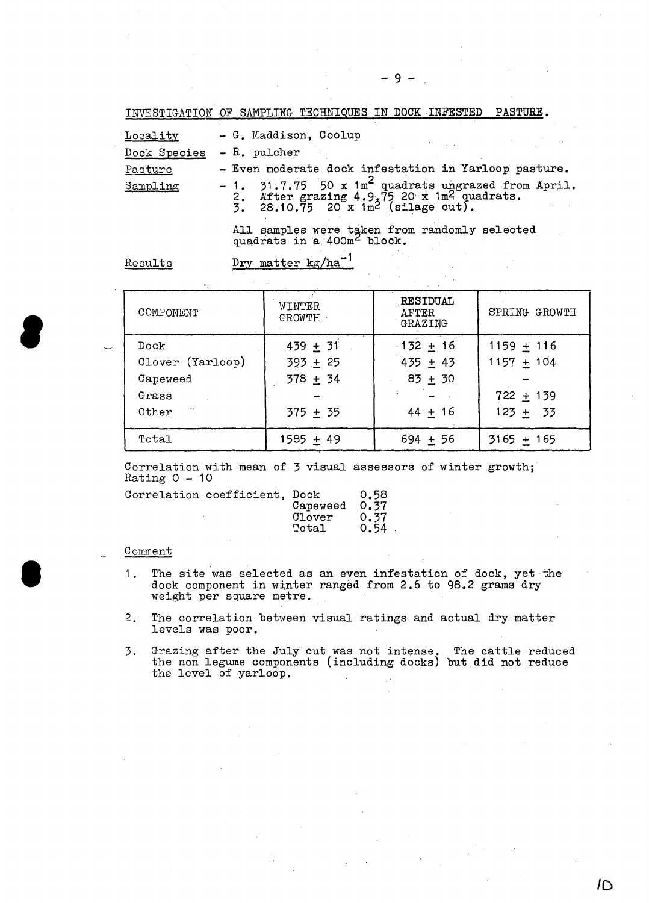INVESTIGATION OF SAMPLING TECHNIQUES IN DOCK INFESTED PASTURE.

Locality - G. Maddison, Coolup

Dock Species - R. pulcher

Pasture - Even moderate dock infestation in Yarloop pasture.

Sampling -
1. 31.7.75 50 x $1m^2$ quadrats ungrazed from April.
2. After grazing 4.9.75 20 x $1m^2$ quadrats.
3. 28.10.75 20 x $1m^2$ (silage cut).

All samples were taken from randomly selected quadrats in a $400m^2$ block.

Results — Dry matter $kg/ha^{-1}$

| COMPONENT | WINTER GROWTH | RESIDUAL AFTER GRAZING | SPRING GROWTH |
|---|---|---|---|
| Dock | 439 ± 31 | 132 ± 16 | 1159 ± 116 |
| Clover (Yarloop) | 393 ± 25 | 435 ± 43 | 1157 ± 104 |
| Capeweed | 378 ± 34 | 83 ± 30 | - |
| Grass | - | - | 722 ± 139 |
| Other | 375 ± 35 | 44 ± 16 | 123 ± 33 |
| Total | 1585 ± 49 | 694 ± 56 | 3165 ± 165 |

Correlation with mean of 3 visual assessors of winter growth; Rating 0 - 10

Correlation coefficient,

| | |
|---|---|
| Dock | 0.58 |
| Capeweed | 0.37 |
| Clover | 0.37 |
| Total | 0.54 |

Comment

1. The site was selected as an even infestation of dock, yet the dock component in winter ranged from 2.6 to 98.2 grams dry weight per square metre.

2. The correlation between visual ratings and actual dry matter levels was poor.

3. Grazing after the July cut was not intense. The cattle reduced the non legume components (including docks) but did not reduce the level of yarloop.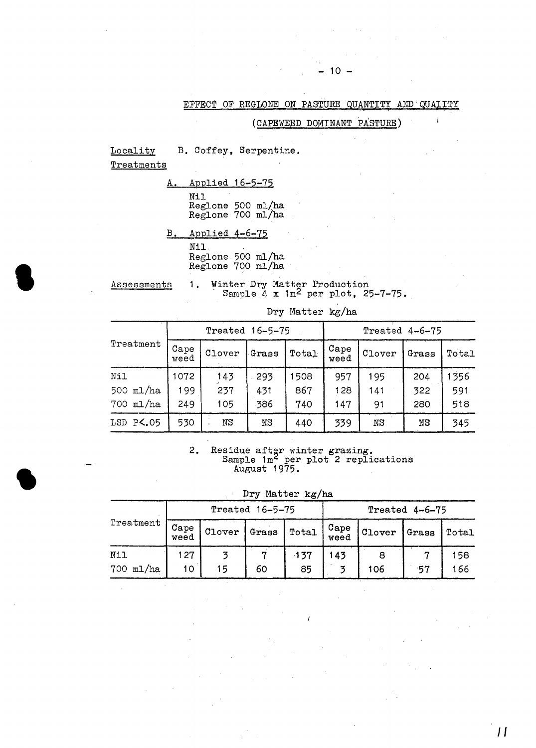## EFFECT OF REGLONE ON PASTURE QUANTITY AND QUALITY

### (CAPEWEED DOMINANT PASTURE)

Locality B. Coffey, Serpentine.

Treatments

A. Applied 16-5-75

Nil
Reglone 500 ml/ha
Reglone 700 ml/ha

B. Applied 4-6-75

Nil
Reglone 500 ml/ha
Reglone 700 ml/ha

Assessments 1. Winter Dry Matter Production
Sample 4 x 1m$^2$ per plot, 25-7-75.

Dry Matter kg/ha

| Treatment | Treated 16-5-75 | | | | Treated 4-6-75 | | | |
|---|---|---|---|---|---|---|---|---|
| | Cape weed | Clover | Grass | Total | Cape weed | Clover | Grass | Total |
| Nil | 1072 | 143 | 293 | 1508 | 957 | 195 | 204 | 1356 |
| 500 ml/ha | 199 | 237 | 431 | 867 | 128 | 141 | 322 | 591 |
| 700 ml/ha | 249 | 105 | 386 | 740 | 147 | 91 | 280 | 518 |
| LSD $P<.05$ | 530 | NS | NS | 440 | 339 | NS | NS | 345 |

2. Residue after winter grazing.
Sample 1m$^2$ per plot 2 replications
August 1975.

Dry Matter kg/ha

| Treatment | Treated 16-5-75 | | | | Treated 4-6-75 | | | |
|---|---|---|---|---|---|---|---|---|
| | Cape weed | Clover | Grass | Total | Cape weed | Clover | Grass | Total |
| Nil | 127 | 3 | 7 | 137 | 143 | 8 | 7 | 158 |
| 700 ml/ha | 10 | 15 | 60 | 85 | 3 | 106 | 57 | 166 |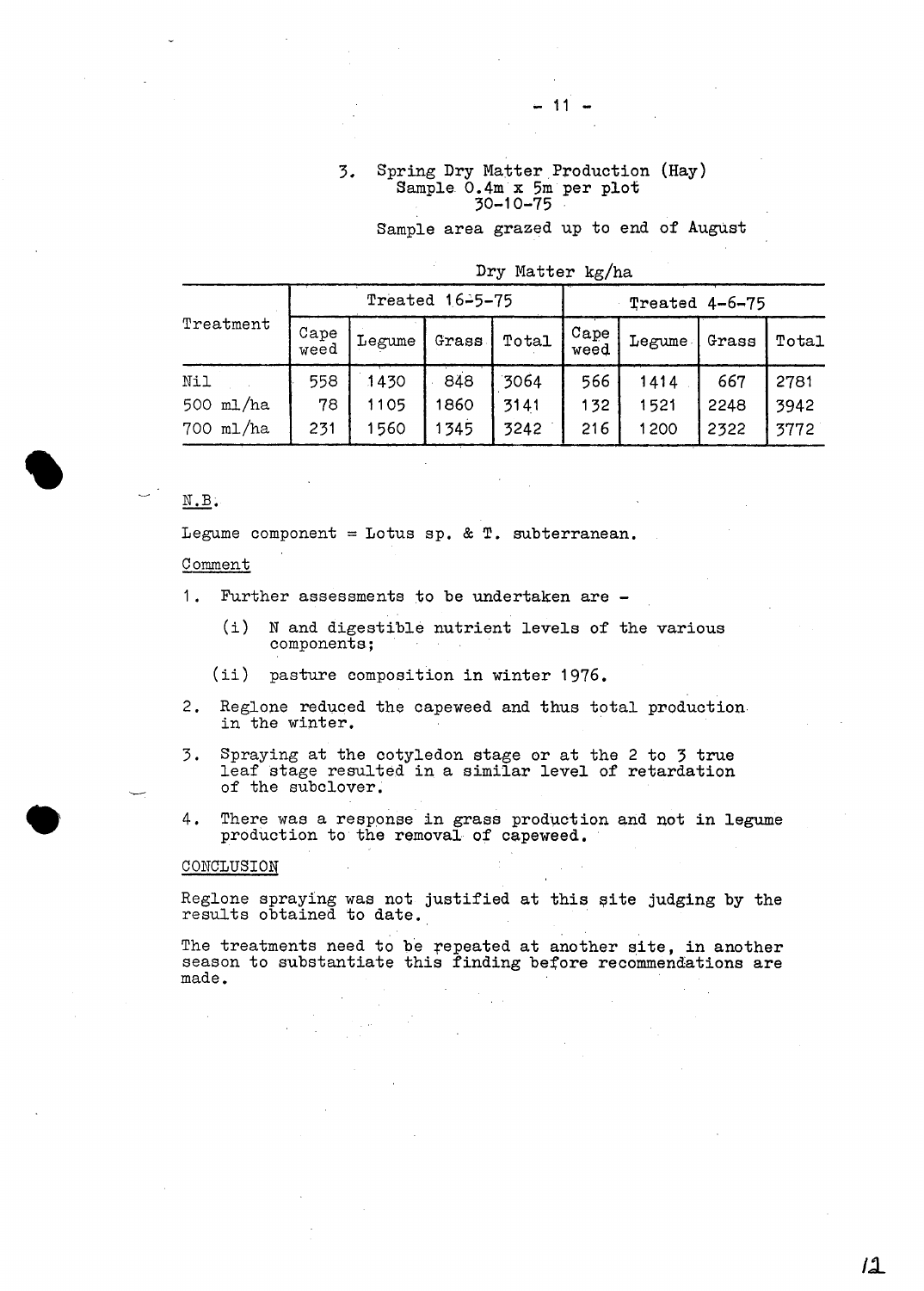### 3. Spring Dry Matter Production (Hay)
Sample 0.4m x 5m per plot
30-10-75

Sample area grazed up to end of August

Dry Matter kg/ha

| Treatment | Treated 16-5-75 | | | | Treated 4-6-75 | | | |
|---|---|---|---|---|---|---|---|---|
| | Cape weed | Legume | Grass | Total | Cape weed | Legume | Grass | Total |
| Nil | 558 | 1430 | 848 | 3064 | 566 | 1414 | 667 | 2781 |
| 500 ml/ha | 78 | 1105 | 1860 | 3141 | 132 | 1521 | 2248 | 3942 |
| 700 ml/ha | 231 | 1560 | 1345 | 3242 | 216 | 1200 | 2322 | 3772 |

N.B.

Legume component = Lotus sp. & T. subterranean.

Comment

1. Further assessments to be undertaken are -
   - (i) N and digestible nutrient levels of the various components;
   - (ii) pasture composition in winter 1976.
2. Reglone reduced the capeweed and thus total production in the winter.
3. Spraying at the cotyledon stage or at the 2 to 3 true leaf stage resulted in a similar level of retardation of the subclover.
4. There was a response in grass production and not in legume production to the removal of capeweed.

CONCLUSION

Reglone spraying was not justified at this site judging by the results obtained to date.

The treatments need to be repeated at another site, in another season to substantiate this finding before recommendations are made.